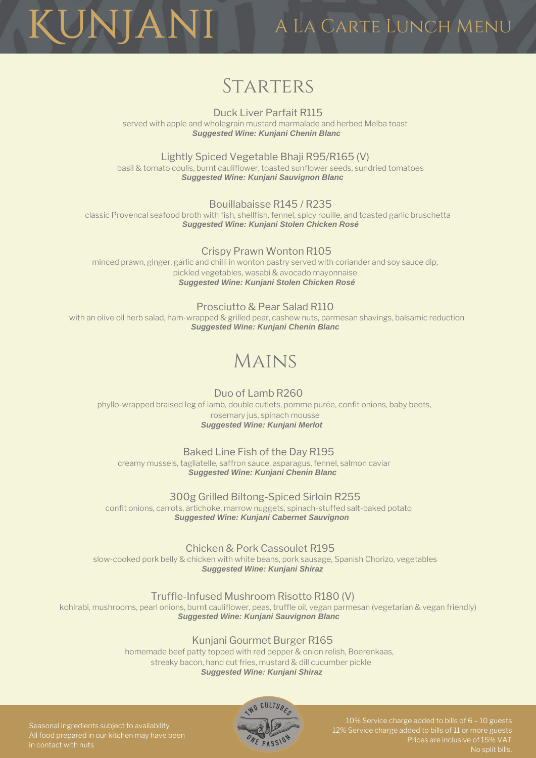# KUNJANI

## A La Carte Lunch Menu

## Starters

### Duck Liver Parfait R115

served with apple and wholegrain mustard marmalade and herbed Melba toast

***Suggested Wine: Kunjani Chenin Blanc***

### Lightly Spiced Vegetable Bhaji R95/R165 (V)

basil & tomato coulis, burnt cauliflower, toasted sunflower seeds, sundried tomatoes

***Suggested Wine: Kunjani Sauvignon Blanc***

### Bouillabaisse R145 / R235

classic Provencal seafood broth with fish, shellfish, fennel, spicy rouille, and toasted garlic bruschetta

***Suggested Wine: Kunjani Stolen Chicken Rosé***

### Crispy Prawn Wonton R105

minced prawn, ginger, garlic and chilli in wonton pastry served with coriander and soy sauce dip, pickled vegetables, wasabi & avocado mayonnaise

***Suggested Wine: Kunjani Stolen Chicken Rosé***

### Prosciutto & Pear Salad R110

with an olive oil herb salad, ham-wrapped & grilled pear, cashew nuts, parmesan shavings, balsamic reduction

***Suggested Wine: Kunjani Chenin Blanc***

## Mains

### Duo of Lamb R260

phyllo-wrapped braised leg of lamb, double cutlets, pomme purée, confit onions, baby beets, rosemary jus, spinach mousse

***Suggested Wine: Kunjani Merlot***

### Baked Line Fish of the Day R195

creamy mussels, tagliatelle, saffron sauce, asparagus, fennel, salmon caviar

***Suggested Wine: Kunjani Chenin Blanc***

### 300g Grilled Biltong-Spiced Sirloin R255

confit onions, carrots, artichoke, marrow nuggets, spinach-stuffed salt-baked potato

***Suggested Wine: Kunjani Cabernet Sauvignon***

### Chicken & Pork Cassoulet R195

slow-cooked pork belly & chicken with white beans, pork sausage, Spanish Chorizo, vegetables

***Suggested Wine: Kunjani Shiraz***

### Truffle-Infused Mushroom Risotto R180 (V)

kohlrabi, mushrooms, pearl onions, burnt cauliflower, peas, truffle oil, vegan parmesan (vegetarian & vegan friendly)

***Suggested Wine: Kunjani Sauvignon Blanc***

### Kunjani Gourmet Burger R165

homemade beef patty topped with red pepper & onion relish, Boerenkaas, streaky bacon, hand cut fries, mustard & dill cucumber pickle

***Suggested Wine: Kunjani Shiraz***

Seasonal ingredients subject to availability
All food prepared in our kitchen may have been in contact with nuts

TWO CULTURES ONE PASSION

10% Service charge added to bills of 6 – 10 guests
12% Service charge added to bills of 11 or more guests
Prices are inclusive of 15% VAT
No split bills.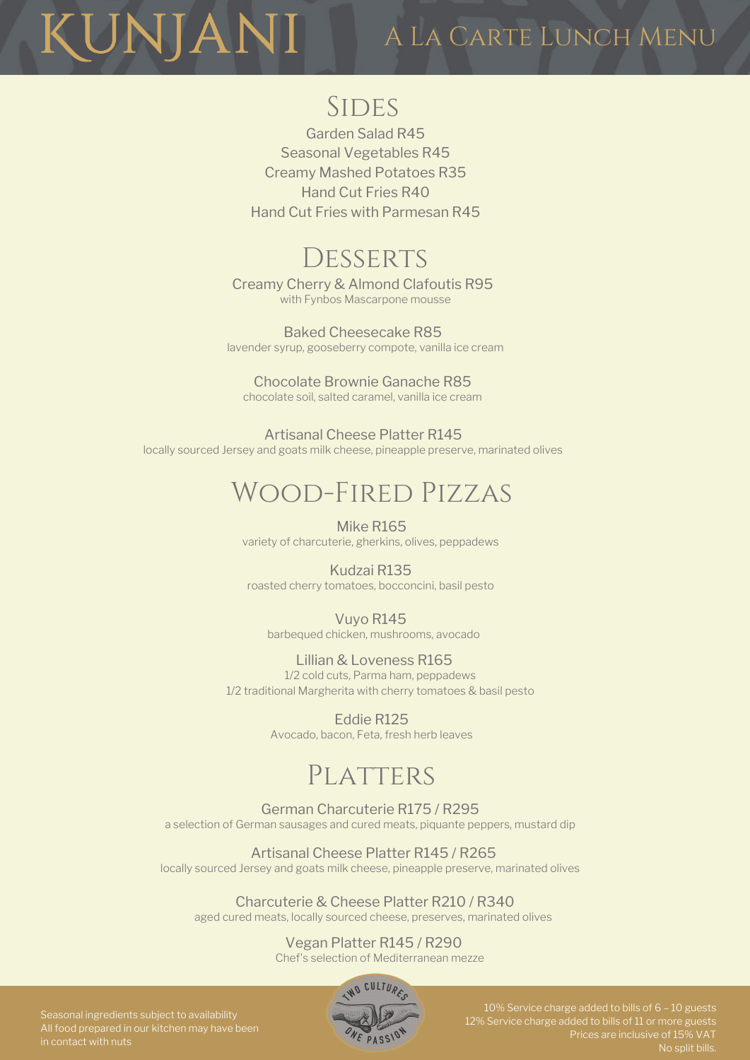# KUNJANI

## A La Carte Lunch Menu

## Sides

Garden Salad R45
Seasonal Vegetables R45
Creamy Mashed Potatoes R35
Hand Cut Fries R40
Hand Cut Fries with Parmesan R45

## Desserts

Creamy Cherry & Almond Clafoutis R95
with Fynbos Mascarpone mousse

Baked Cheesecake R85
lavender syrup, gooseberry compote, vanilla ice cream

Chocolate Brownie Ganache R85
chocolate soil, salted caramel, vanilla ice cream

Artisanal Cheese Platter R145
locally sourced Jersey and goats milk cheese, pineapple preserve, marinated olives

## Wood-Fired Pizzas

Mike R165
variety of charcuterie, gherkins, olives, peppadews

Kudzai R135
roasted cherry tomatoes, bocconcini, basil pesto

Vuyo R145
barbequed chicken, mushrooms, avocado

Lillian & Loveness R165
1/2 cold cuts, Parma ham, peppadews
1/2 traditional Margherita with cherry tomatoes & basil pesto

Eddie R125
Avocado, bacon, Feta, fresh herb leaves

## Platters

German Charcuterie R175 / R295
a selection of German sausages and cured meats, piquante peppers, mustard dip

Artisanal Cheese Platter R145 / R265
locally sourced Jersey and goats milk cheese, pineapple preserve, marinated olives

Charcuterie & Cheese Platter R210 / R340
aged cured meats, locally sourced cheese, preserves, marinated olives

Vegan Platter R145 / R290
Chef's selection of Mediterranean mezze

Seasonal ingredients subject to availability
All food prepared in our kitchen may have been in contact with nuts

TWO CULTURES ONE PASSION

10% Service charge added to bills of 6 – 10 guests
12% Service charge added to bills of 11 or more guests
Prices are inclusive of 15% VAT
No split bills.